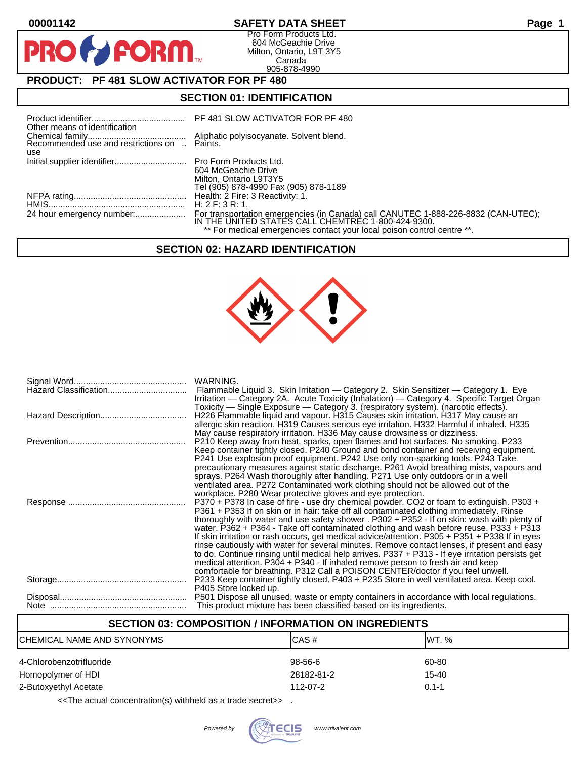00001142

# SAFETY DATA SHEET

Pro Form Products Ltd.
604 McGeachie Drive
Milton, Ontario, L9T 3Y5
Canada
905-878-4990

## PRODUCT: PF 481 SLOW ACTIVATOR FOR PF 480

## SECTION 01: IDENTIFICATION

| | |
|---|---|
| Product identifier | PF 481 SLOW ACTIVATOR FOR PF 480 |
| Other means of identification | |
| Chemical family | Aliphatic polyisocyanate. Solvent blend. |
| Recommended use and restrictions on use | Paints. |
| Initial supplier identifier | Pro Form Products Ltd.<br>604 McGeachie Drive<br>Milton, Ontario L9T3Y5<br>Tel (905) 878-4990 Fax (905) 878-1189 |
| NFPA rating | Health: 2 Fire: 3 Reactivity: 1. |
| HMIS | H: 2 F: 3 R: 1. |
| 24 hour emergency number: | For transportation emergencies (in Canada) call CANUTEC 1-888-226-8832 (CAN-UTEC); IN THE UNITED STATES CALL CHEMTREC 1-800-424-9300.<br>** For medical emergencies contact your local poison control centre **. |

## SECTION 02: HAZARD IDENTIFICATION

| | |
|---|---|
| Signal Word | WARNING. |
| Hazard Classification | Flammable Liquid 3. Skin Irritation — Category 2. Skin Sensitizer — Category 1. Eye Irritation — Category 2A. Acute Toxicity (Inhalation) — Category 4. Specific Target Organ Toxicity — Single Exposure — Category 3. (respiratory system). (narcotic effects). |
| Hazard Description | H226 Flammable liquid and vapour. H315 Causes skin irritation. H317 May cause an allergic skin reaction. H319 Causes serious eye irritation. H332 Harmful if inhaled. H335 May cause respiratory irritation. H336 May cause drowsiness or dizziness. |
| Prevention | P210 Keep away from heat, sparks, open flames and hot surfaces. No smoking. P233 Keep container tightly closed. P240 Ground and bond container and receiving equipment. P241 Use explosion proof equipment. P242 Use only non-sparking tools. P243 Take precautionary measures against static discharge. P261 Avoid breathing mists, vapours and sprays. P264 Wash thoroughly after handling. P271 Use only outdoors or in a well ventilated area. P272 Contaminated work clothing should not be allowed out of the workplace. P280 Wear protective gloves and eye protection. |
| Response | P370 + P378 In case of fire - use dry chemical powder, CO2 or foam to extinguish. P303 + P361 + P353 If on skin or in hair: take off all contaminated clothing immediately. Rinse thoroughly with water and use safety shower . P302 + P352 - If on skin: wash with plenty of water. P362 + P364 - Take off contaminated clothing and wash before reuse. P333 + P313 If skin irritation or rash occurs, get medical advice/attention. P305 + P351 + P338 If in eyes rinse cautiously with water for several minutes. Remove contact lenses, if present and easy to do. Continue rinsing until medical help arrives. P337 + P313 - If eye irritation persists get medical attention. P304 + P340 - If inhaled remove person to fresh air and keep comfortable for breathing. P312 Call a POISON CENTER/doctor if you feel unwell. |
| Storage | P233 Keep container tightly closed. P403 + P235 Store in well ventilated area. Keep cool. P405 Store locked up. |
| Disposal | P501 Dispose all unused, waste or empty containers in accordance with local regulations. |
| Note | This product mixture has been classified based on its ingredients. |

## SECTION 03: COMPOSITION / INFORMATION ON INGREDIENTS

| CHEMICAL NAME AND SYNONYMS | CAS # | WT. % |
|---|---|---|
| 4-Chlorobenzotrifluoride | 98-56-6 | 60-80 |
| Homopolymer of HDI | 28182-81-2 | 15-40 |
| 2-Butoxyethyl Acetate | 112-07-2 | 0.1-1 |

<<The actual concentration(s) withheld as a trade secret>> .

Powered by TECIS www.trivalent.com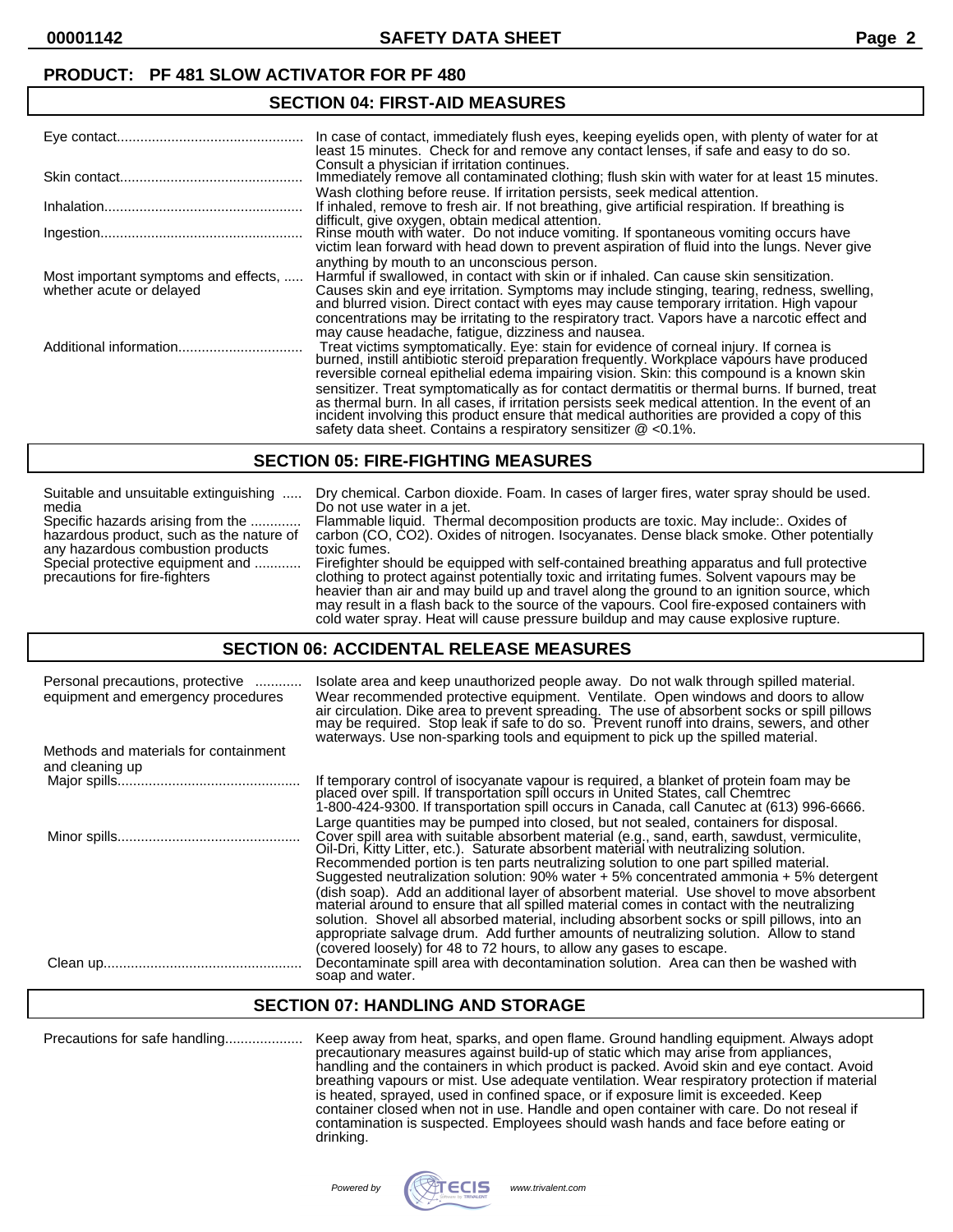**PRODUCT: PF 481 SLOW ACTIVATOR FOR PF 480**

## SECTION 04: FIRST-AID MEASURES

| | |
|---|---|
| Eye contact | In case of contact, immediately flush eyes, keeping eyelids open, with plenty of water for at least 15 minutes. Check for and remove any contact lenses, if safe and easy to do so. Consult a physician if irritation continues. |
| Skin contact | Immediately remove all contaminated clothing; flush skin with water for at least 15 minutes. Wash clothing before reuse. If irritation persists, seek medical attention. |
| Inhalation | If inhaled, remove to fresh air. If not breathing, give artificial respiration. If breathing is difficult, give oxygen, obtain medical attention. |
| Ingestion | Rinse mouth with water. Do not induce vomiting. If spontaneous vomiting occurs have victim lean forward with head down to prevent aspiration of fluid into the lungs. Never give anything by mouth to an unconscious person. |
| Most important symptoms and effects, whether acute or delayed | Harmful if swallowed, in contact with skin or if inhaled. Can cause skin sensitization. Causes skin and eye irritation. Symptoms may include stinging, tearing, redness, swelling, and blurred vision. Direct contact with eyes may cause temporary irritation. High vapour concentrations may be irritating to the respiratory tract. Vapors have a narcotic effect and may cause headache, fatigue, dizziness and nausea. |
| Additional information | Treat victims symptomatically. Eye: stain for evidence of corneal injury. If cornea is burned, instill antibiotic steroid preparation frequently. Workplace vapours have produced reversible corneal epithelial edema impairing vision. Skin: this compound is a known skin sensitizer. Treat symptomatically as for contact dermatitis or thermal burns. If burned, treat as thermal burn. In all cases, if irritation persists seek medical attention. In the event of an incident involving this product ensure that medical authorities are provided a copy of this safety data sheet. Contains a respiratory sensitizer @ <0.1%. |

## SECTION 05: FIRE-FIGHTING MEASURES

| | |
|---|---|
| Suitable and unsuitable extinguishing media | Dry chemical. Carbon dioxide. Foam. In cases of larger fires, water spray should be used. Do not use water in a jet. |
| Specific hazards arising from the hazardous product, such as the nature of any hazardous combustion products | Flammable liquid. Thermal decomposition products are toxic. May include:. Oxides of carbon (CO, $CO_2$). Oxides of nitrogen. Isocyanates. Dense black smoke. Other potentially toxic fumes. |
| Special protective equipment and precautions for fire-fighters | Firefighter should be equipped with self-contained breathing apparatus and full protective clothing to protect against potentially toxic and irritating fumes. Solvent vapours may be heavier than air and may build up and travel along the ground to an ignition source, which may result in a flash back to the source of the vapours. Cool fire-exposed containers with cold water spray. Heat will cause pressure buildup and may cause explosive rupture. |

## SECTION 06: ACCIDENTAL RELEASE MEASURES

| | |
|---|---|
| Personal precautions, protective equipment and emergency procedures | Isolate area and keep unauthorized people away. Do not walk through spilled material. Wear recommended protective equipment. Ventilate. Open windows and doors to allow air circulation. Dike area to prevent spreading. The use of absorbent socks or spill pillows may be required. Stop leak if safe to do so. Prevent runoff into drains, sewers, and other waterways. Use non-sparking tools and equipment to pick up the spilled material. |
| Methods and materials for containment and cleaning up | |
| Major spills | If temporary control of isocyanate vapour is required, a blanket of protein foam may be placed over spill. If transportation spill occurs in United States, call Chemtrec 1-800-424-9300. If transportation spill occurs in Canada, call Canutec at (613) 996-6666. Large quantities may be pumped into closed, but not sealed, containers for disposal. |
| Minor spills | Cover spill area with suitable absorbent material (e.g., sand, earth, sawdust, vermiculite, Oil-Dri, Kitty Litter, etc.). Saturate absorbent material with neutralizing solution. Recommended portion is ten parts neutralizing solution to one part spilled material. Suggested neutralization solution: 90% water + 5% concentrated ammonia + 5% detergent (dish soap). Add an additional layer of absorbent material. Use shovel to move absorbent material around to ensure that all spilled material comes in contact with the neutralizing solution. Shovel all absorbed material, including absorbent socks or spill pillows, into an appropriate salvage drum. Add further amounts of neutralizing solution. Allow to stand (covered loosely) for 48 to 72 hours, to allow any gases to escape. |
| Clean up | Decontaminate spill area with decontamination solution. Area can then be washed with soap and water. |

## SECTION 07: HANDLING AND STORAGE

| | |
|---|---|
| Precautions for safe handling | Keep away from heat, sparks, and open flame. Ground handling equipment. Always adopt precautionary measures against build-up of static which may arise from appliances, handling and the containers in which product is packed. Avoid skin and eye contact. Avoid breathing vapours or mist. Use adequate ventilation. Wear respiratory protection if material is heated, sprayed, used in confined space, or if exposure limit is exceeded. Keep container closed when not in use. Handle and open container with care. Do not reseal if contamination is suspected. Employees should wash hands and face before eating or drinking. |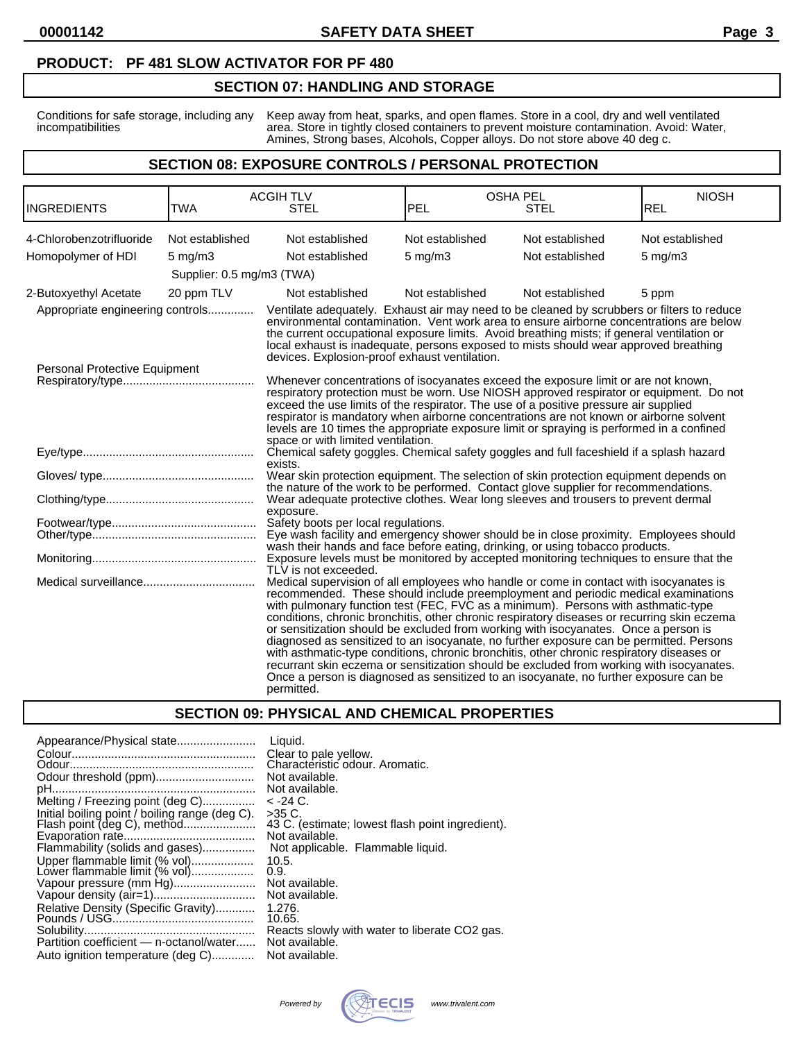**PRODUCT: PF 481 SLOW ACTIVATOR FOR PF 480**

## SECTION 07: HANDLING AND STORAGE

| | |
|---|---|
| Conditions for safe storage, including any incompatibilities | Keep away from heat, sparks, and open flames. Store in a cool, dry and well ventilated area. Store in tightly closed containers to prevent moisture contamination. Avoid: Water, Amines, Strong bases, Alcohols, Copper alloys. Do not store above 40 deg c. |

## SECTION 08: EXPOSURE CONTROLS / PERSONAL PROTECTION

| INGREDIENTS | ACGIH TLV | | OSHA PEL | | NIOSH |
|---|---|---|---|---|---|
| | TWA | STEL | PEL | STEL | REL |
| 4-Chlorobenzotrifluoride | Not established | Not established | Not established | Not established | Not established |
| Homopolymer of HDI | 5 mg/m3 | Not established | 5 mg/m3 | Not established | 5 mg/m3 |
| | Supplier: 0.5 mg/m3 (TWA) | | | | |
| 2-Butoxyethyl Acetate | 20 ppm TLV | Not established | Not established | Not established | 5 ppm |

Appropriate engineering controls.............. Ventilate adequately. Exhaust air may need to be cleaned by scrubbers or filters to reduce environmental contamination. Vent work area to ensure airborne concentrations are below the current occupational exposure limits. Avoid breathing mists; if general ventilation or local exhaust is inadequate, persons exposed to mists should wear approved breathing devices. Explosion-proof exhaust ventilation.

Personal Protective Equipment

Respiratory/type........................................ Whenever concentrations of isocyanates exceed the exposure limit or are not known, respiratory protection must be worn. Use NIOSH approved respirator or equipment. Do not exceed the use limits of the respirator. The use of a positive pressure air supplied respirator is mandatory when airborne concentrations are not known or airborne solvent levels are 10 times the appropriate exposure limit or spraying is performed in a confined space or with limited ventilation.

Eye/type.................................................... Chemical safety goggles. Chemical safety goggles and full faceshield if a splash hazard exists.

Gloves/ type.............................................. Wear skin protection equipment. The selection of skin protection equipment depends on the nature of the work to be performed. Contact glove supplier for recommendations.

Clothing/type............................................. Wear adequate protective clothes. Wear long sleeves and trousers to prevent dermal exposure.

Footwear/type............................................ Safety boots per local regulations.

Other/type.................................................. Eye wash facility and emergency shower should be in close proximity. Employees should wash their hands and face before eating, drinking, or using tobacco products.

Monitoring.................................................. Exposure levels must be monitored by accepted monitoring techniques to ensure that the TLV is not exceeded.

Medical surveillance.................................. Medical supervision of all employees who handle or come in contact with isocyanates is recommended. These should include preemployment and periodic medical examinations with pulmonary function test (FEC, FVC as a minimum). Persons with asthmatic-type conditions, chronic bronchitis, other chronic respiratory diseases or recurring skin eczema or sensitization should be excluded from working with isocyanates. Once a person is diagnosed as sensitized to an isocyanate, no further exposure can be permitted. Persons with asthmatic-type conditions, chronic bronchitis, other chronic respiratory diseases or recurrant skin eczema or sensitization should be excluded from working with isocyanates. Once a person is diagnosed as sensitized to an isocyanate, no further exposure can be permitted.

## SECTION 09: PHYSICAL AND CHEMICAL PROPERTIES

| | |
|---|---|
| Appearance/Physical state | Liquid. |
| Colour | Clear to pale yellow. |
| Odour | Characteristic odour. Aromatic. |
| Odour threshold (ppm) | Not available. |
| pH | Not available. |
| Melting / Freezing point (deg C) | < -24 C. |
| Initial boiling point / boiling range (deg C). | >35 C. |
| Flash point (deg C), method | 43 C. (estimate; lowest flash point ingredient). |
| Evaporation rate | Not available. |
| Flammability (solids and gases) | Not applicable. Flammable liquid. |
| Upper flammable limit (% vol) | 10.5. |
| Lower flammable limit (% vol) | 0.9. |
| Vapour pressure (mm Hg) | Not available. |
| Vapour density (air=1) | Not available. |
| Relative Density (Specific Gravity) | 1.276. |
| Pounds / USG | 10.65. |
| Solubility | Reacts slowly with water to liberate CO2 gas. |
| Partition coefficient — n-octanol/water | Not available. |
| Auto ignition temperature (deg C) | Not available. |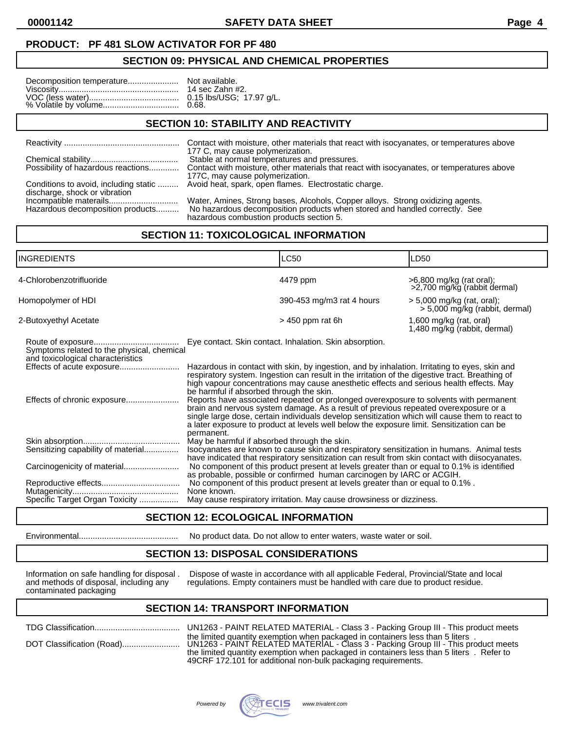**PRODUCT: PF 481 SLOW ACTIVATOR FOR PF 480**

## SECTION 09: PHYSICAL AND CHEMICAL PROPERTIES

Decomposition temperature...................... Not available.
Viscosity.................................................... 14 sec Zahn #2.
VOC (less water)....................................... 0.15 lbs/USG; 17.97 g/L.
% Volatile by volume................................ 0.68.

## SECTION 10: STABILITY AND REACTIVITY

Reactivity ................................................. Contact with moisture, other materials that react with isocyanates, or temperatures above 177 C, may cause polymerization.
Chemical stability...................................... Stable at normal temperatures and pressures.
Possibility of hazardous reactions............. Contact with moisture, other materials that react with isocyanates, or temperatures above 177C, may cause polymerization.
Conditions to avoid, including static discharge, shock or vibration ......... Avoid heat, spark, open flames. Electrostatic charge.
Incompatible materails............................. Water, Amines, Strong bases, Alcohols, Copper alloys. Strong oxidizing agents.
Hazardous decomposition products.......... No hazardous decomposition products when stored and handled correctly. See hazardous combustion products section 5.

## SECTION 11: TOXICOLOGICAL INFORMATION

| INGREDIENTS | LC50 | LD50 |
|---|---|---|
| 4-Chlorobenzotrifluoride | 4479 ppm | >6,800 mg/kg (rat oral); >2,700 mg/kg (rabbit dermal) |
| Homopolymer of HDI | 390-453 mg/m3 rat 4 hours | > 5,000 mg/kg (rat, oral); > 5,000 mg/kg (rabbit, dermal) |
| 2-Butoxyethyl Acetate | > 450 ppm rat 6h | 1,600 mg/kg (rat, oral) 1,480 mg/kg (rabbit, dermal) |

Route of exposure..................................... Eye contact. Skin contact. Inhalation. Skin absorption.
Symptoms related to the physical, chemical and toxicological characteristics
Effects of acute exposure.......................... Hazardous in contact with skin, by ingestion, and by inhalation. Irritating to eyes, skin and respiratory system. Ingestion can result in the irritation of the digestive tract. Breathing of high vapour concentrations may cause anesthetic effects and serious health effects. May be harmful if absorbed through the skin.
Effects of chronic exposure....................... Reports have associated repeated or prolonged overexposure to solvents with permanent brain and nervous system damage. As a result of previous repeated overexposure or a single large dose, certain individuals develop sensitization which will cause them to react to a later exposure to product at levels well below the exposure limit. Sensitization can be permanent.
Skin absorption.......................................... May be harmful if absorbed through the skin.
Sensitizing capability of material............... Isocyanates are known to cause skin and respiratory sensitization in humans. Animal tests have indicated that respiratory sensitization can result from skin contact with diisocyanates.
Carcinogenicity of material........................ No component of this product present at levels greater than or equal to 0.1% is identified as probable, possible or confirmed human carcinogen by IARC or ACGIH.
Reproductive effects................................. No component of this product present at levels greater than or equal to 0.1% .
Mutagenicity............................................. None known.
Specific Target Organ Toxicity ................. May cause respiratory irritation. May cause drowsiness or dizziness.

## SECTION 12: ECOLOGICAL INFORMATION

Environmental........................................... No product data. Do not allow to enter waters, waste water or soil.

## SECTION 13: DISPOSAL CONSIDERATIONS

Information on safe handling for disposal and methods of disposal, including any contaminated packaging . Dispose of waste in accordance with all applicable Federal, Provincial/State and local regulations. Empty containers must be handled with care due to product residue.

## SECTION 14: TRANSPORT INFORMATION

TDG Classification..................................... UN1263 - PAINT RELATED MATERIAL - Class 3 - Packing Group III - This product meets the limited quantity exemption when packaged in containers less than 5 liters .
DOT Classification (Road)......................... UN1263 - PAINT RELATED MATERIAL - Class 3 - Packing Group III - This product meets the limited quantity exemption when packaged in containers less than 5 liters . Refer to 49CRF 172.101 for additional non-bulk packaging requirements.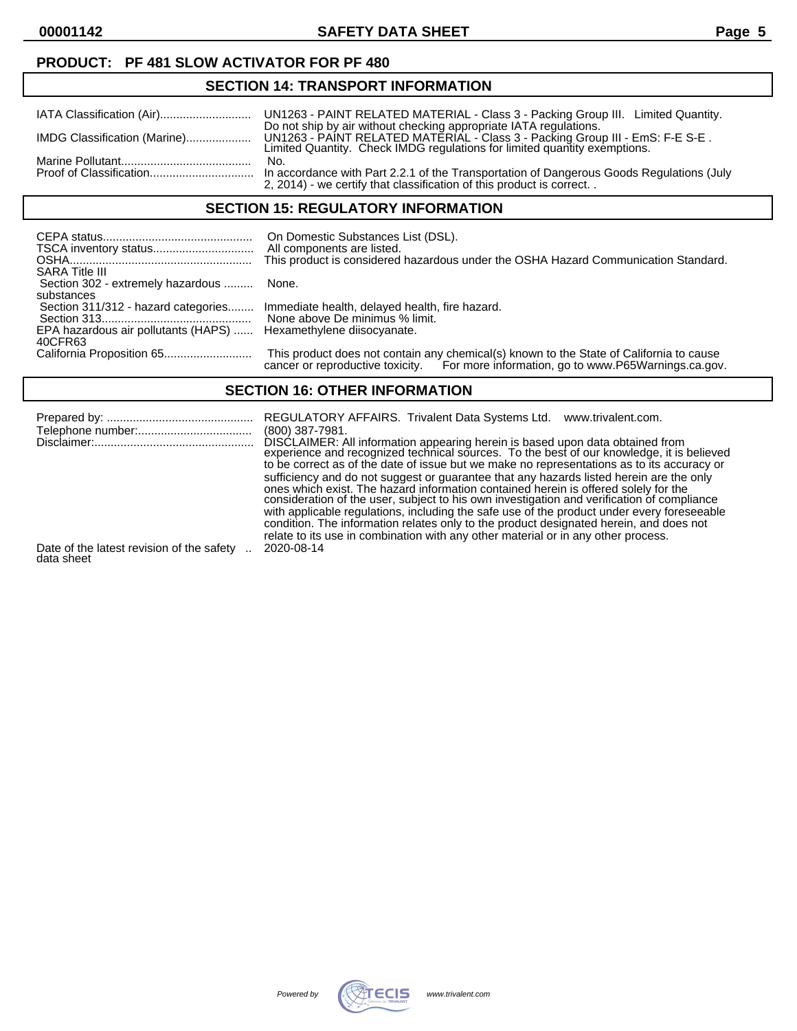**PRODUCT: PF 481 SLOW ACTIVATOR FOR PF 480**

## SECTION 14: TRANSPORT INFORMATION

| | |
|---|---|
| IATA Classification (Air)............................ | UN1263 - PAINT RELATED MATERIAL - Class 3 - Packing Group III. Limited Quantity. Do not ship by air without checking appropriate IATA regulations. |
| IMDG Classification (Marine).................... | UN1263 - PAINT RELATED MATERIAL - Class 3 - Packing Group III - EmS: F-E S-E . Limited Quantity. Check IMDG regulations for limited quantity exemptions. |
| Marine Pollutant........................................ | No. |
| Proof of Classification................................ | In accordance with Part 2.2.1 of the Transportation of Dangerous Goods Regulations (July 2, 2014) - we certify that classification of this product is correct. . |

## SECTION 15: REGULATORY INFORMATION

| | |
|---|---|
| CEPA status.............................................. | On Domestic Substances List (DSL). |
| TSCA inventory status............................... | All components are listed. |
| OSHA........................................................ | This product is considered hazardous under the OSHA Hazard Communication Standard. |
| SARA Title III | |
| Section 302 - extremely hazardous ......... substances | None. |
| Section 311/312 - hazard categories........ | Immediate health, delayed health, fire hazard. |
| Section 313............................................. | None above De minimus % limit. |
| EPA hazardous air pollutants (HAPS) ...... 40CFR63 | Hexamethylene diisocyanate. |
| California Proposition 65........................... | This product does not contain any chemical(s) known to the State of California to cause cancer or reproductive toxicity. For more information, go to www.P65Warnings.ca.gov. |

## SECTION 16: OTHER INFORMATION

| | |
|---|---|
| Prepared by: ............................................. | REGULATORY AFFAIRS. Trivalent Data Systems Ltd. www.trivalent.com. |
| Telephone number:.................................... | (800) 387-7981. |
| Disclaimer:................................................. | DISCLAIMER: All information appearing herein is based upon data obtained from experience and recognized technical sources. To the best of our knowledge, it is believed to be correct as of the date of issue but we make no representations as to its accuracy or sufficiency and do not suggest or guarantee that any hazards listed herein are the only ones which exist. The hazard information contained herein is offered solely for the consideration of the user, subject to his own investigation and verification of compliance with applicable regulations, including the safe use of the product under every foreseeable condition. The information relates only to the product designated herein, and does not relate to its use in combination with any other material or in any other process. |
| Date of the latest revision of the safety .. data sheet | 2020-08-14 |